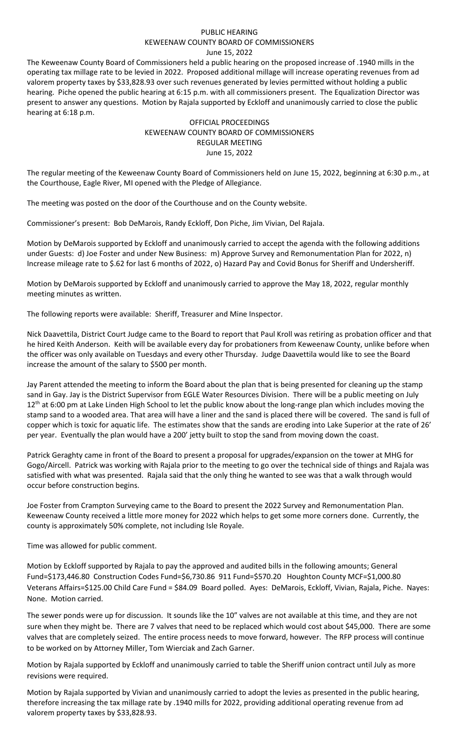# PUBLIC HEARING
## KEWEENAW COUNTY BOARD OF COMMISSIONERS
### June 15, 2022

The Keweenaw County Board of Commissioners held a public hearing on the proposed increase of .1940 mills in the operating tax millage rate to be levied in 2022. Proposed additional millage will increase operating revenues from ad valorem property taxes by $33,828.93 over such revenues generated by levies permitted without holding a public hearing. Piche opened the public hearing at 6:15 p.m. with all commissioners present. The Equalization Director was present to answer any questions. Motion by Rajala supported by Eckloff and unanimously carried to close the public hearing at 6:18 p.m.

# OFFICIAL PROCEEDINGS
## KEWEENAW COUNTY BOARD OF COMMISSIONERS
## REGULAR MEETING
### June 15, 2022

The regular meeting of the Keweenaw County Board of Commissioners held on June 15, 2022, beginning at 6:30 p.m., at the Courthouse, Eagle River, MI opened with the Pledge of Allegiance.

The meeting was posted on the door of the Courthouse and on the County website.

Commissioner's present: Bob DeMarois, Randy Eckloff, Don Piche, Jim Vivian, Del Rajala.

Motion by DeMarois supported by Eckloff and unanimously carried to accept the agenda with the following additions under Guests: d) Joe Foster and under New Business: m) Approve Survey and Remonumentation Plan for 2022, n) Increase mileage rate to $.62 for last 6 months of 2022, o) Hazard Pay and Covid Bonus for Sheriff and Undersheriff.

Motion by DeMarois supported by Eckloff and unanimously carried to approve the May 18, 2022, regular monthly meeting minutes as written.

The following reports were available: Sheriff, Treasurer and Mine Inspector.

Nick Daavettila, District Court Judge came to the Board to report that Paul Kroll was retiring as probation officer and that he hired Keith Anderson. Keith will be available every day for probationers from Keweenaw County, unlike before when the officer was only available on Tuesdays and every other Thursday. Judge Daavettila would like to see the Board increase the amount of the salary to $500 per month.

Jay Parent attended the meeting to inform the Board about the plan that is being presented for cleaning up the stamp sand in Gay. Jay is the District Supervisor from EGLE Water Resources Division. There will be a public meeting on July 12th at 6:00 pm at Lake Linden High School to let the public know about the long-range plan which includes moving the stamp sand to a wooded area. That area will have a liner and the sand is placed there will be covered. The sand is full of copper which is toxic for aquatic life. The estimates show that the sands are eroding into Lake Superior at the rate of 26' per year. Eventually the plan would have a 200' jetty built to stop the sand from moving down the coast.

Patrick Geraghty came in front of the Board to present a proposal for upgrades/expansion on the tower at MHG for Gogo/Aircell. Patrick was working with Rajala prior to the meeting to go over the technical side of things and Rajala was satisfied with what was presented. Rajala said that the only thing he wanted to see was that a walk through would occur before construction begins.

Joe Foster from Crampton Surveying came to the Board to present the 2022 Survey and Remonumentation Plan. Keweenaw County received a little more money for 2022 which helps to get some more corners done. Currently, the county is approximately 50% complete, not including Isle Royale.

Time was allowed for public comment.

Motion by Eckloff supported by Rajala to pay the approved and audited bills in the following amounts; General Fund=$173,446.80 Construction Codes Fund=$6,730.86 911 Fund=$570.20 Houghton County MCF=$1,000.80 Veterans Affairs=$125.00 Child Care Fund = $84.09 Board polled. Ayes: DeMarois, Eckloff, Vivian, Rajala, Piche. Nayes: None. Motion carried.

The sewer ponds were up for discussion. It sounds like the 10" valves are not available at this time, and they are not sure when they might be. There are 7 valves that need to be replaced which would cost about $45,000. There are some valves that are completely seized. The entire process needs to move forward, however. The RFP process will continue to be worked on by Attorney Miller, Tom Wierciak and Zach Garner.

Motion by Rajala supported by Eckloff and unanimously carried to table the Sheriff union contract until July as more revisions were required.

Motion by Rajala supported by Vivian and unanimously carried to adopt the levies as presented in the public hearing, therefore increasing the tax millage rate by .1940 mills for 2022, providing additional operating revenue from ad valorem property taxes by $33,828.93.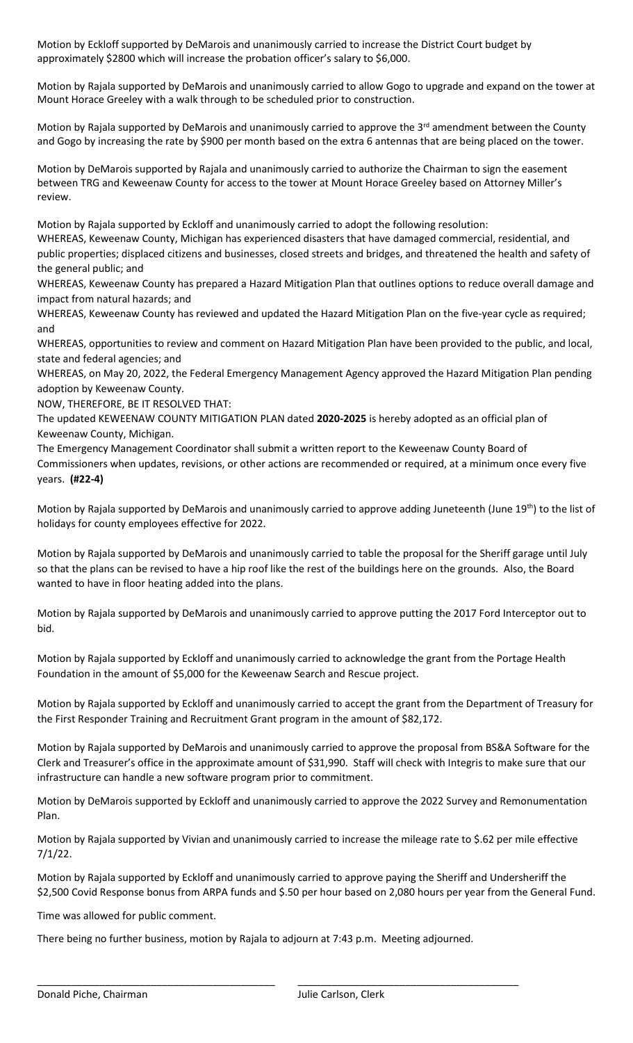Motion by Eckloff supported by DeMarois and unanimously carried to increase the District Court budget by approximately $2800 which will increase the probation officer's salary to $6,000.

Motion by Rajala supported by DeMarois and unanimously carried to allow Gogo to upgrade and expand on the tower at Mount Horace Greeley with a walk through to be scheduled prior to construction.

Motion by Rajala supported by DeMarois and unanimously carried to approve the 3rd amendment between the County and Gogo by increasing the rate by $900 per month based on the extra 6 antennas that are being placed on the tower.

Motion by DeMarois supported by Rajala and unanimously carried to authorize the Chairman to sign the easement between TRG and Keweenaw County for access to the tower at Mount Horace Greeley based on Attorney Miller's review.

Motion by Rajala supported by Eckloff and unanimously carried to adopt the following resolution:
WHEREAS, Keweenaw County, Michigan has experienced disasters that have damaged commercial, residential, and public properties; displaced citizens and businesses, closed streets and bridges, and threatened the health and safety of the general public; and
WHEREAS, Keweenaw County has prepared a Hazard Mitigation Plan that outlines options to reduce overall damage and impact from natural hazards; and
WHEREAS, Keweenaw County has reviewed and updated the Hazard Mitigation Plan on the five-year cycle as required; and
WHEREAS, opportunities to review and comment on Hazard Mitigation Plan have been provided to the public, and local, state and federal agencies; and
WHEREAS, on May 20, 2022, the Federal Emergency Management Agency approved the Hazard Mitigation Plan pending adoption by Keweenaw County.
NOW, THEREFORE, BE IT RESOLVED THAT:
The updated KEWEENAW COUNTY MITIGATION PLAN dated **2020-2025** is hereby adopted as an official plan of Keweenaw County, Michigan.
The Emergency Management Coordinator shall submit a written report to the Keweenaw County Board of Commissioners when updates, revisions, or other actions are recommended or required, at a minimum once every five years. **(#22-4)**

Motion by Rajala supported by DeMarois and unanimously carried to approve adding Juneteenth (June 19th) to the list of holidays for county employees effective for 2022.

Motion by Rajala supported by DeMarois and unanimously carried to table the proposal for the Sheriff garage until July so that the plans can be revised to have a hip roof like the rest of the buildings here on the grounds. Also, the Board wanted to have in floor heating added into the plans.

Motion by Rajala supported by DeMarois and unanimously carried to approve putting the 2017 Ford Interceptor out to bid.

Motion by Rajala supported by Eckloff and unanimously carried to acknowledge the grant from the Portage Health Foundation in the amount of $5,000 for the Keweenaw Search and Rescue project.

Motion by Rajala supported by Eckloff and unanimously carried to accept the grant from the Department of Treasury for the First Responder Training and Recruitment Grant program in the amount of $82,172.

Motion by Rajala supported by DeMarois and unanimously carried to approve the proposal from BS&A Software for the Clerk and Treasurer's office in the approximate amount of $31,990. Staff will check with Integris to make sure that our infrastructure can handle a new software program prior to commitment.

Motion by DeMarois supported by Eckloff and unanimously carried to approve the 2022 Survey and Remonumentation Plan.

Motion by Rajala supported by Vivian and unanimously carried to increase the mileage rate to $.62 per mile effective 7/1/22.

Motion by Rajala supported by Eckloff and unanimously carried to approve paying the Sheriff and Undersheriff the $2,500 Covid Response bonus from ARPA funds and $.50 per hour based on 2,080 hours per year from the General Fund.

Time was allowed for public comment.

There being no further business, motion by Rajala to adjourn at 7:43 p.m. Meeting adjourned.

\_\_\_\_\_\_\_\_\_\_\_\_\_\_\_\_\_\_\_\_\_\_\_\_\_\_\_\_\_\_\_\_\_\_\_\_\_\_\_\_\_\_ \_\_\_\_\_\_\_\_\_\_\_\_\_\_\_\_\_\_\_\_\_\_\_\_\_\_\_\_\_\_\_\_\_\_\_\_\_\_\_\_\_\_

Donald Piche, Chairman | Julie Carlson, Clerk